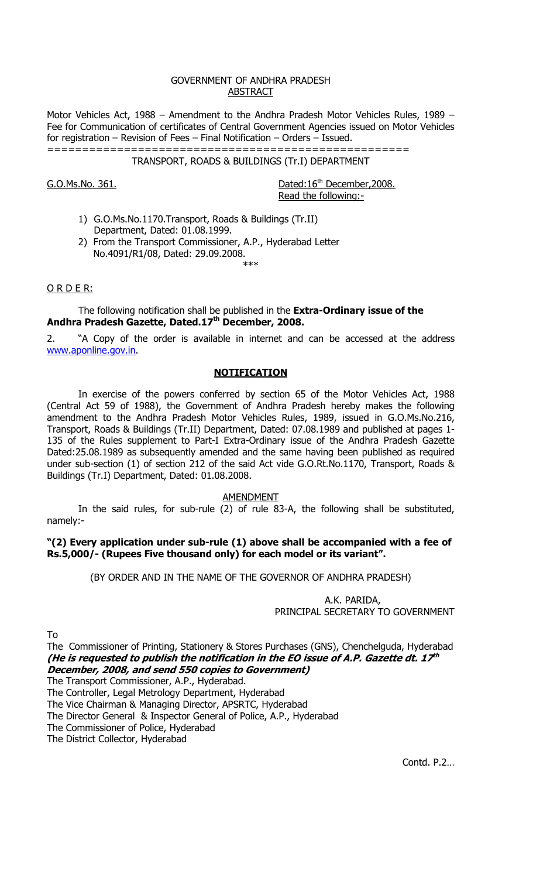GOVERNMENT OF ANDHRA PRADESH
ABSTRACT

Motor Vehicles Act, 1988 – Amendment to the Andhra Pradesh Motor Vehicles Rules, 1989 – Fee for Communication of certificates of Central Government Agencies issued on Motor Vehicles for registration – Revision of Fees – Final Notification – Orders – Issued.

==================================================

TRANSPORT, ROADS & BUILDINGS (Tr.I) DEPARTMENT

G.O.Ms.No. 361. Dated:16th December,2008.

Read the following:-

1) G.O.Ms.No.1170.Transport, Roads & Buildings (Tr.II) Department, Dated: 01.08.1999.
2) From the Transport Commissioner, A.P., Hyderabad Letter No.4091/R1/08, Dated: 29.09.2008.

\*\*\*

O R D E R:

The following notification shall be published in the **Extra-Ordinary issue of the Andhra Pradesh Gazette, Dated.17th December, 2008.**

2. "A Copy of the order is available in internet and can be accessed at the address www.aponline.gov.in.

## NOTIFICATION

In exercise of the powers conferred by section 65 of the Motor Vehicles Act, 1988 (Central Act 59 of 1988), the Government of Andhra Pradesh hereby makes the following amendment to the Andhra Pradesh Motor Vehicles Rules, 1989, issued in G.O.Ms.No.216, Transport, Roads & Buildings (Tr.II) Department, Dated: 07.08.1989 and published at pages 1-135 of the Rules supplement to Part-I Extra-Ordinary issue of the Andhra Pradesh Gazette Dated:25.08.1989 as subsequently amended and the same having been published as required under sub-section (1) of section 212 of the said Act vide G.O.Rt.No.1170, Transport, Roads & Buildings (Tr.I) Department, Dated: 01.08.2008.

AMENDMENT

In the said rules, for sub-rule (2) of rule 83-A, the following shall be substituted, namely:-

**"(2) Every application under sub-rule (1) above shall be accompanied with a fee of Rs.5,000/- (Rupees Five thousand only) for each model or its variant".**

(BY ORDER AND IN THE NAME OF THE GOVERNOR OF ANDHRA PRADESH)

A.K. PARIDA,
PRINCIPAL SECRETARY TO GOVERNMENT

To

The Commissioner of Printing, Stationery & Stores Purchases (GNS), Chenchelguda, Hyderabad
***(He is requested to publish the notification in the EO issue of A.P. Gazette dt. 17th December, 2008, and send 550 copies to Government)***
The Transport Commissioner, A.P., Hyderabad.
The Controller, Legal Metrology Department, Hyderabad
The Vice Chairman & Managing Director, APSRTC, Hyderabad
The Director General & Inspector General of Police, A.P., Hyderabad
The Commissioner of Police, Hyderabad
The District Collector, Hyderabad

Contd. P.2…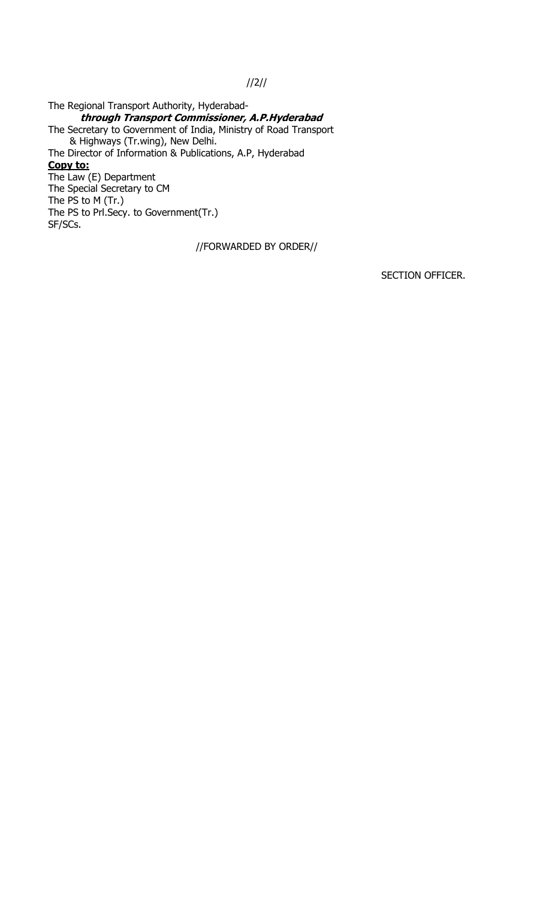The Regional Transport Authority, Hyderabad-

***through Transport Commissioner, A.P.Hyderabad***

The Secretary to Government of India, Ministry of Road Transport & Highways (Tr.wing), New Delhi.

The Director of Information & Publications, A.P, Hyderabad

**Copy to:**

The Law (E) Department

The Special Secretary to CM

The PS to M (Tr.)

The PS to Prl.Secy. to Government(Tr.)

SF/SCs.

//FORWARDED BY ORDER//

SECTION OFFICER.